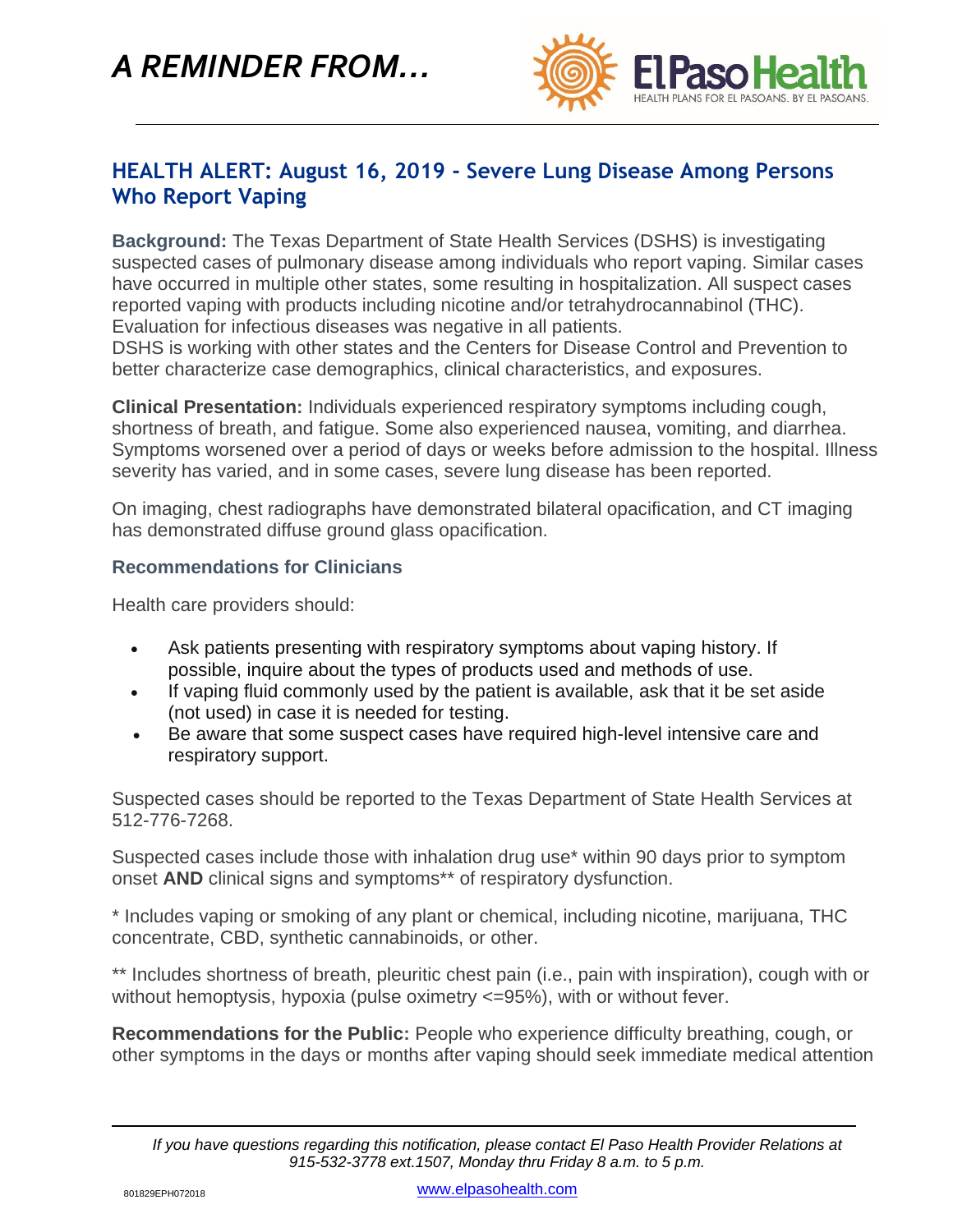# *A REMINDER FROM…*

El Paso Health — HEALTH PLANS FOR EL PASOANS. BY EL PASOANS.

## HEALTH ALERT: August 16, 2019 - Severe Lung Disease Among Persons Who Report Vaping

**Background:** The Texas Department of State Health Services (DSHS) is investigating suspected cases of pulmonary disease among individuals who report vaping. Similar cases have occurred in multiple other states, some resulting in hospitalization. All suspect cases reported vaping with products including nicotine and/or tetrahydrocannabinol (THC). Evaluation for infectious diseases was negative in all patients.
DSHS is working with other states and the Centers for Disease Control and Prevention to better characterize case demographics, clinical characteristics, and exposures.

**Clinical Presentation:** Individuals experienced respiratory symptoms including cough, shortness of breath, and fatigue. Some also experienced nausea, vomiting, and diarrhea. Symptoms worsened over a period of days or weeks before admission to the hospital. Illness severity has varied, and in some cases, severe lung disease has been reported.

On imaging, chest radiographs have demonstrated bilateral opacification, and CT imaging has demonstrated diffuse ground glass opacification.

### Recommendations for Clinicians

Health care providers should:

- Ask patients presenting with respiratory symptoms about vaping history. If possible, inquire about the types of products used and methods of use.
- If vaping fluid commonly used by the patient is available, ask that it be set aside (not used) in case it is needed for testing.
- Be aware that some suspect cases have required high-level intensive care and respiratory support.

Suspected cases should be reported to the Texas Department of State Health Services at 512-776-7268.

Suspected cases include those with inhalation drug use* within 90 days prior to symptom onset **AND** clinical signs and symptoms** of respiratory dysfunction.

\* Includes vaping or smoking of any plant or chemical, including nicotine, marijuana, THC concentrate, CBD, synthetic cannabinoids, or other.

** Includes shortness of breath, pleuritic chest pain (i.e., pain with inspiration), cough with or without hemoptysis, hypoxia (pulse oximetry <=95%), with or without fever.

**Recommendations for the Public:** People who experience difficulty breathing, cough, or other symptoms in the days or months after vaping should seek immediate medical attention

*If you have questions regarding this notification, please contact El Paso Health Provider Relations at 915-532-3778 ext.1507, Monday thru Friday 8 a.m. to 5 p.m.*

801829EPH072018

www.elpasohealth.com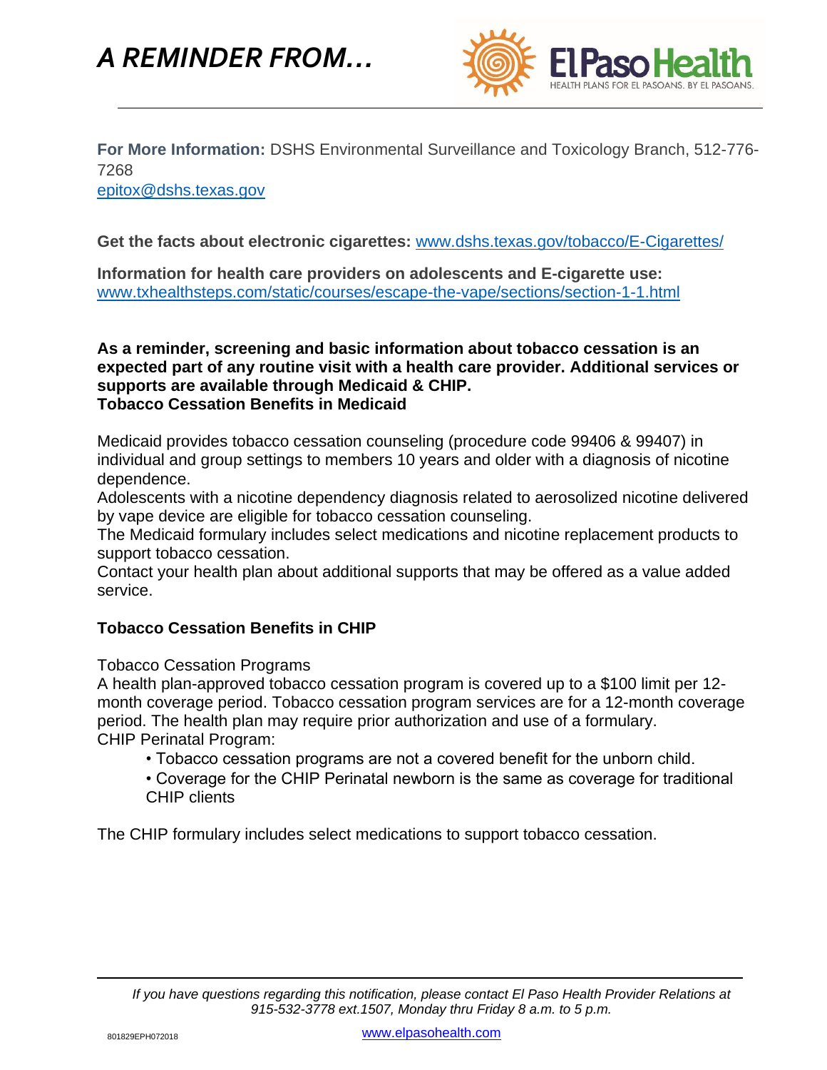**For More Information:** DSHS Environmental Surveillance and Toxicology Branch, 512-776-7268
epitox@dshs.texas.gov

**Get the facts about electronic cigarettes:** www.dshs.texas.gov/tobacco/E-Cigarettes/

**Information for health care providers on adolescents and E-cigarette use:**
www.txhealthsteps.com/static/courses/escape-the-vape/sections/section-1-1.html

**As a reminder, screening and basic information about tobacco cessation is an expected part of any routine visit with a health care provider. Additional services or supports are available through Medicaid & CHIP.**

**Tobacco Cessation Benefits in Medicaid**

Medicaid provides tobacco cessation counseling (procedure code 99406 & 99407) in individual and group settings to members 10 years and older with a diagnosis of nicotine dependence.

Adolescents with a nicotine dependency diagnosis related to aerosolized nicotine delivered by vape device are eligible for tobacco cessation counseling.

The Medicaid formulary includes select medications and nicotine replacement products to support tobacco cessation.

Contact your health plan about additional supports that may be offered as a value added service.

**Tobacco Cessation Benefits in CHIP**

Tobacco Cessation Programs

A health plan-approved tobacco cessation program is covered up to a $100 limit per 12-month coverage period. Tobacco cessation program services are for a 12-month coverage period. The health plan may require prior authorization and use of a formulary.

CHIP Perinatal Program:

- Tobacco cessation programs are not a covered benefit for the unborn child.
- Coverage for the CHIP Perinatal newborn is the same as coverage for traditional CHIP clients

The CHIP formulary includes select medications to support tobacco cessation.

*If you have questions regarding this notification, please contact El Paso Health Provider Relations at 915-532-3778 ext.1507, Monday thru Friday 8 a.m. to 5 p.m.*

801829EPH072018

www.elpasohealth.com